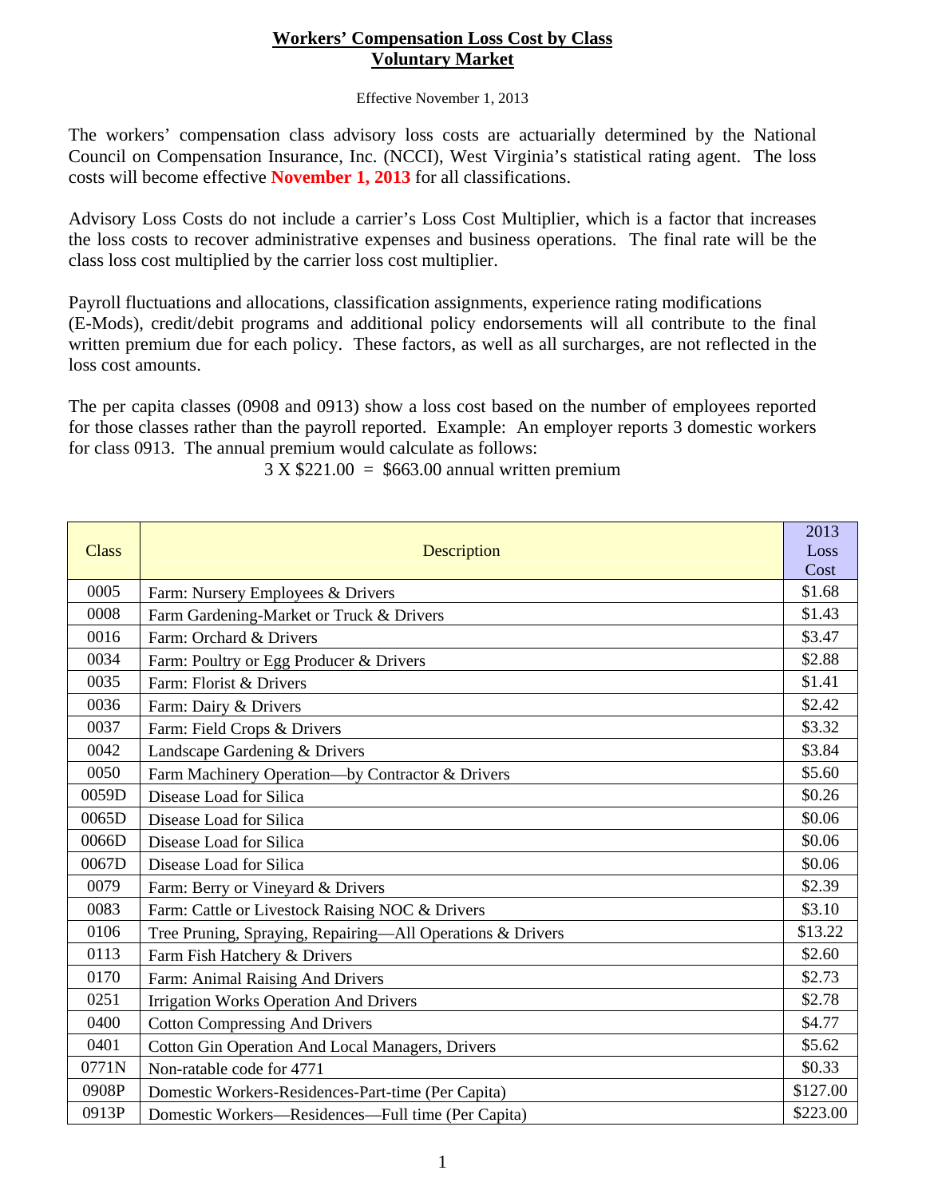# Workers' Compensation Loss Cost by Class
## Voluntary Market

Effective November 1, 2013

The workers' compensation class advisory loss costs are actuarially determined by the National Council on Compensation Insurance, Inc. (NCCI), West Virginia's statistical rating agent. The loss costs will become effective **November 1, 2013** for all classifications.

Advisory Loss Costs do not include a carrier's Loss Cost Multiplier, which is a factor that increases the loss costs to recover administrative expenses and business operations. The final rate will be the class loss cost multiplied by the carrier loss cost multiplier.

Payroll fluctuations and allocations, classification assignments, experience rating modifications (E-Mods), credit/debit programs and additional policy endorsements will all contribute to the final written premium due for each policy. These factors, as well as all surcharges, are not reflected in the loss cost amounts.

The per capita classes (0908 and 0913) show a loss cost based on the number of employees reported for those classes rather than the payroll reported. Example: An employer reports 3 domestic workers for class 0913. The annual premium would calculate as follows:

3 X $221.00 = $663.00 annual written premium

| Class | Description | 2013 Loss Cost |
|---|---|---|
| 0005 | Farm: Nursery Employees & Drivers | $1.68 |
| 0008 | Farm Gardening-Market or Truck & Drivers | $1.43 |
| 0016 | Farm: Orchard & Drivers | $3.47 |
| 0034 | Farm: Poultry or Egg Producer & Drivers | $2.88 |
| 0035 | Farm: Florist & Drivers | $1.41 |
| 0036 | Farm: Dairy & Drivers | $2.42 |
| 0037 | Farm: Field Crops & Drivers | $3.32 |
| 0042 | Landscape Gardening & Drivers | $3.84 |
| 0050 | Farm Machinery Operation—by Contractor & Drivers | $5.60 |
| 0059D | Disease Load for Silica | $0.26 |
| 0065D | Disease Load for Silica | $0.06 |
| 0066D | Disease Load for Silica | $0.06 |
| 0067D | Disease Load for Silica | $0.06 |
| 0079 | Farm: Berry or Vineyard & Drivers | $2.39 |
| 0083 | Farm: Cattle or Livestock Raising NOC & Drivers | $3.10 |
| 0106 | Tree Pruning, Spraying, Repairing—All Operations & Drivers | $13.22 |
| 0113 | Farm Fish Hatchery & Drivers | $2.60 |
| 0170 | Farm: Animal Raising And Drivers | $2.73 |
| 0251 | Irrigation Works Operation And Drivers | $2.78 |
| 0400 | Cotton Compressing And Drivers | $4.77 |
| 0401 | Cotton Gin Operation And Local Managers, Drivers | $5.62 |
| 0771N | Non-ratable code for 4771 | $0.33 |
| 0908P | Domestic Workers-Residences-Part-time (Per Capita) | $127.00 |
| 0913P | Domestic Workers—Residences—Full time (Per Capita) | $223.00 |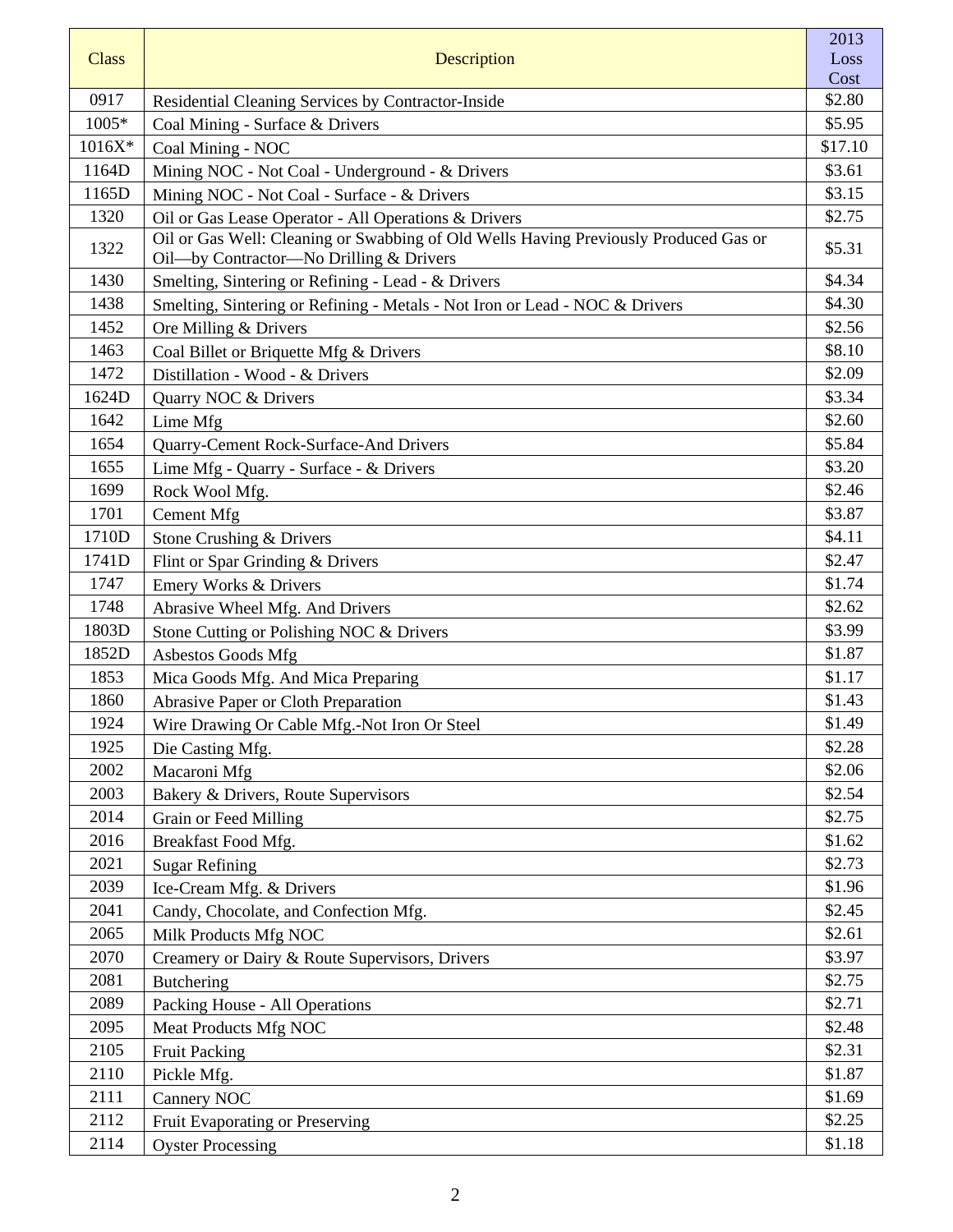| Class | Description | 2013 Loss Cost |
|---|---|---|
| 0917 | Residential Cleaning Services by Contractor-Inside | $2.80 |
| 1005* | Coal Mining - Surface & Drivers | $5.95 |
| 1016X* | Coal Mining - NOC | $17.10 |
| 1164D | Mining NOC - Not Coal - Underground - & Drivers | $3.61 |
| 1165D | Mining NOC - Not Coal - Surface - & Drivers | $3.15 |
| 1320 | Oil or Gas Lease Operator - All Operations & Drivers | $2.75 |
| 1322 | Oil or Gas Well: Cleaning or Swabbing of Old Wells Having Previously Produced Gas or Oil—by Contractor—No Drilling & Drivers | $5.31 |
| 1430 | Smelting, Sintering or Refining - Lead - & Drivers | $4.34 |
| 1438 | Smelting, Sintering or Refining - Metals - Not Iron or Lead - NOC & Drivers | $4.30 |
| 1452 | Ore Milling & Drivers | $2.56 |
| 1463 | Coal Billet or Briquette Mfg & Drivers | $8.10 |
| 1472 | Distillation - Wood - & Drivers | $2.09 |
| 1624D | Quarry NOC & Drivers | $3.34 |
| 1642 | Lime Mfg | $2.60 |
| 1654 | Quarry-Cement Rock-Surface-And Drivers | $5.84 |
| 1655 | Lime Mfg - Quarry - Surface - & Drivers | $3.20 |
| 1699 | Rock Wool Mfg. | $2.46 |
| 1701 | Cement Mfg | $3.87 |
| 1710D | Stone Crushing & Drivers | $4.11 |
| 1741D | Flint or Spar Grinding & Drivers | $2.47 |
| 1747 | Emery Works & Drivers | $1.74 |
| 1748 | Abrasive Wheel Mfg. And Drivers | $2.62 |
| 1803D | Stone Cutting or Polishing NOC & Drivers | $3.99 |
| 1852D | Asbestos Goods Mfg | $1.87 |
| 1853 | Mica Goods Mfg. And Mica Preparing | $1.17 |
| 1860 | Abrasive Paper or Cloth Preparation | $1.43 |
| 1924 | Wire Drawing Or Cable Mfg.-Not Iron Or Steel | $1.49 |
| 1925 | Die Casting Mfg. | $2.28 |
| 2002 | Macaroni Mfg | $2.06 |
| 2003 | Bakery & Drivers, Route Supervisors | $2.54 |
| 2014 | Grain or Feed Milling | $2.75 |
| 2016 | Breakfast Food Mfg. | $1.62 |
| 2021 | Sugar Refining | $2.73 |
| 2039 | Ice-Cream Mfg. & Drivers | $1.96 |
| 2041 | Candy, Chocolate, and Confection Mfg. | $2.45 |
| 2065 | Milk Products Mfg NOC | $2.61 |
| 2070 | Creamery or Dairy & Route Supervisors, Drivers | $3.97 |
| 2081 | Butchering | $2.75 |
| 2089 | Packing House - All Operations | $2.71 |
| 2095 | Meat Products Mfg NOC | $2.48 |
| 2105 | Fruit Packing | $2.31 |
| 2110 | Pickle Mfg. | $1.87 |
| 2111 | Cannery NOC | $1.69 |
| 2112 | Fruit Evaporating or Preserving | $2.25 |
| 2114 | Oyster Processing | $1.18 |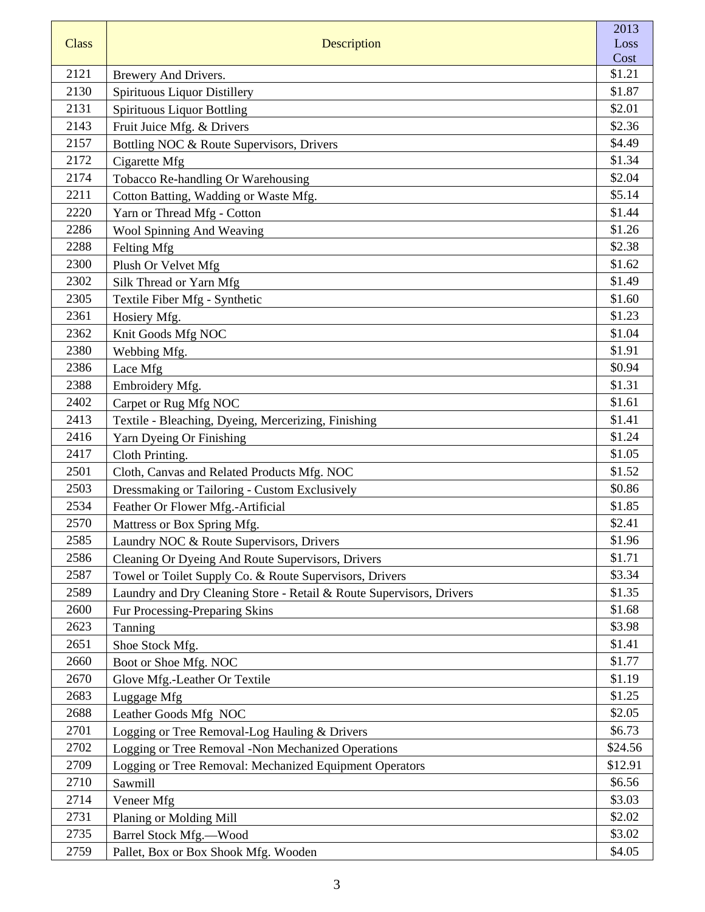| Class | Description | 2013 Loss Cost |
|---|---|---|
| 2121 | Brewery And Drivers. | $1.21 |
| 2130 | Spirituous Liquor Distillery | $1.87 |
| 2131 | Spirituous Liquor Bottling | $2.01 |
| 2143 | Fruit Juice Mfg. & Drivers | $2.36 |
| 2157 | Bottling NOC & Route Supervisors, Drivers | $4.49 |
| 2172 | Cigarette Mfg | $1.34 |
| 2174 | Tobacco Re-handling Or Warehousing | $2.04 |
| 2211 | Cotton Batting, Wadding or Waste Mfg. | $5.14 |
| 2220 | Yarn or Thread Mfg - Cotton | $1.44 |
| 2286 | Wool Spinning And Weaving | $1.26 |
| 2288 | Felting Mfg | $2.38 |
| 2300 | Plush Or Velvet Mfg | $1.62 |
| 2302 | Silk Thread or Yarn Mfg | $1.49 |
| 2305 | Textile Fiber Mfg - Synthetic | $1.60 |
| 2361 | Hosiery Mfg. | $1.23 |
| 2362 | Knit Goods Mfg NOC | $1.04 |
| 2380 | Webbing Mfg. | $1.91 |
| 2386 | Lace Mfg | $0.94 |
| 2388 | Embroidery Mfg. | $1.31 |
| 2402 | Carpet or Rug Mfg NOC | $1.61 |
| 2413 | Textile - Bleaching, Dyeing, Mercerizing, Finishing | $1.41 |
| 2416 | Yarn Dyeing Or Finishing | $1.24 |
| 2417 | Cloth Printing. | $1.05 |
| 2501 | Cloth, Canvas and Related Products Mfg. NOC | $1.52 |
| 2503 | Dressmaking or Tailoring - Custom Exclusively | $0.86 |
| 2534 | Feather Or Flower Mfg.-Artificial | $1.85 |
| 2570 | Mattress or Box Spring Mfg. | $2.41 |
| 2585 | Laundry NOC & Route Supervisors, Drivers | $1.96 |
| 2586 | Cleaning Or Dyeing And Route Supervisors, Drivers | $1.71 |
| 2587 | Towel or Toilet Supply Co. & Route Supervisors, Drivers | $3.34 |
| 2589 | Laundry and Dry Cleaning Store - Retail & Route Supervisors, Drivers | $1.35 |
| 2600 | Fur Processing-Preparing Skins | $1.68 |
| 2623 | Tanning | $3.98 |
| 2651 | Shoe Stock Mfg. | $1.41 |
| 2660 | Boot or Shoe Mfg. NOC | $1.77 |
| 2670 | Glove Mfg.-Leather Or Textile | $1.19 |
| 2683 | Luggage Mfg | $1.25 |
| 2688 | Leather Goods Mfg NOC | $2.05 |
| 2701 | Logging or Tree Removal-Log Hauling & Drivers | $6.73 |
| 2702 | Logging or Tree Removal -Non Mechanized Operations | $24.56 |
| 2709 | Logging or Tree Removal: Mechanized Equipment Operators | $12.91 |
| 2710 | Sawmill | $6.56 |
| 2714 | Veneer Mfg | $3.03 |
| 2731 | Planing or Molding Mill | $2.02 |
| 2735 | Barrel Stock Mfg.—Wood | $3.02 |
| 2759 | Pallet, Box or Box Shook Mfg. Wooden | $4.05 |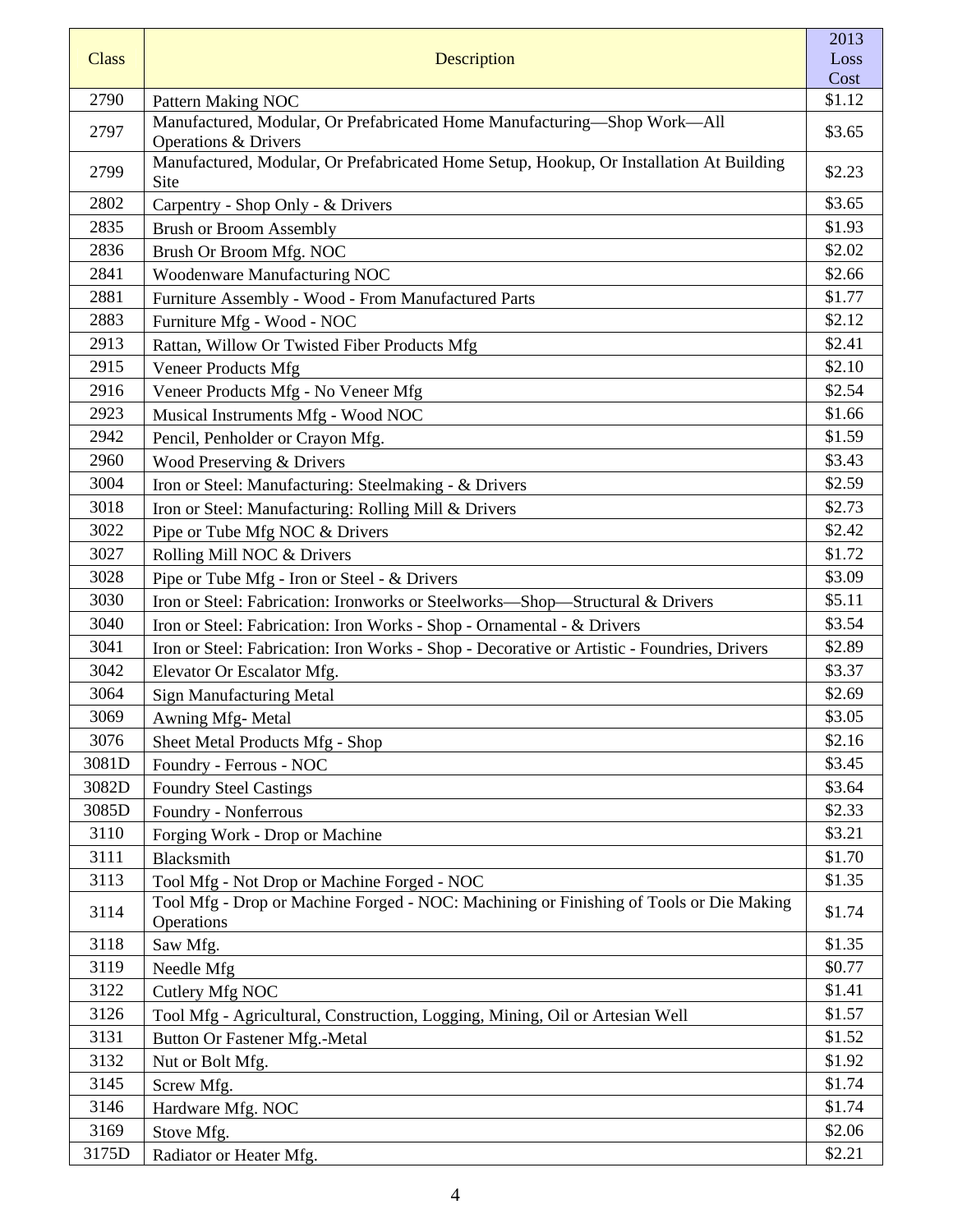| Class | Description | 2013 Loss Cost |
|---|---|---|
| 2790 | Pattern Making NOC | $1.12 |
| 2797 | Manufactured, Modular, Or Prefabricated Home Manufacturing—Shop Work—All Operations & Drivers | $3.65 |
| 2799 | Manufactured, Modular, Or Prefabricated Home Setup, Hookup, Or Installation At Building Site | $2.23 |
| 2802 | Carpentry - Shop Only - & Drivers | $3.65 |
| 2835 | Brush or Broom Assembly | $1.93 |
| 2836 | Brush Or Broom Mfg. NOC | $2.02 |
| 2841 | Woodenware Manufacturing NOC | $2.66 |
| 2881 | Furniture Assembly - Wood - From Manufactured Parts | $1.77 |
| 2883 | Furniture Mfg - Wood - NOC | $2.12 |
| 2913 | Rattan, Willow Or Twisted Fiber Products Mfg | $2.41 |
| 2915 | Veneer Products Mfg | $2.10 |
| 2916 | Veneer Products Mfg - No Veneer Mfg | $2.54 |
| 2923 | Musical Instruments Mfg - Wood NOC | $1.66 |
| 2942 | Pencil, Penholder or Crayon Mfg. | $1.59 |
| 2960 | Wood Preserving & Drivers | $3.43 |
| 3004 | Iron or Steel: Manufacturing: Steelmaking - & Drivers | $2.59 |
| 3018 | Iron or Steel: Manufacturing: Rolling Mill & Drivers | $2.73 |
| 3022 | Pipe or Tube Mfg NOC & Drivers | $2.42 |
| 3027 | Rolling Mill NOC & Drivers | $1.72 |
| 3028 | Pipe or Tube Mfg - Iron or Steel - & Drivers | $3.09 |
| 3030 | Iron or Steel: Fabrication: Ironworks or Steelworks—Shop—Structural & Drivers | $5.11 |
| 3040 | Iron or Steel: Fabrication: Iron Works - Shop - Ornamental - & Drivers | $3.54 |
| 3041 | Iron or Steel: Fabrication: Iron Works - Shop - Decorative or Artistic - Foundries, Drivers | $2.89 |
| 3042 | Elevator Or Escalator Mfg. | $3.37 |
| 3064 | Sign Manufacturing Metal | $2.69 |
| 3069 | Awning Mfg- Metal | $3.05 |
| 3076 | Sheet Metal Products Mfg - Shop | $2.16 |
| 3081D | Foundry - Ferrous - NOC | $3.45 |
| 3082D | Foundry Steel Castings | $3.64 |
| 3085D | Foundry - Nonferrous | $2.33 |
| 3110 | Forging Work - Drop or Machine | $3.21 |
| 3111 | Blacksmith | $1.70 |
| 3113 | Tool Mfg - Not Drop or Machine Forged - NOC | $1.35 |
| 3114 | Tool Mfg - Drop or Machine Forged - NOC: Machining or Finishing of Tools or Die Making Operations | $1.74 |
| 3118 | Saw Mfg. | $1.35 |
| 3119 | Needle Mfg | $0.77 |
| 3122 | Cutlery Mfg NOC | $1.41 |
| 3126 | Tool Mfg - Agricultural, Construction, Logging, Mining, Oil or Artesian Well | $1.57 |
| 3131 | Button Or Fastener Mfg.-Metal | $1.52 |
| 3132 | Nut or Bolt Mfg. | $1.92 |
| 3145 | Screw Mfg. | $1.74 |
| 3146 | Hardware Mfg. NOC | $1.74 |
| 3169 | Stove Mfg. | $2.06 |
| 3175D | Radiator or Heater Mfg. | $2.21 |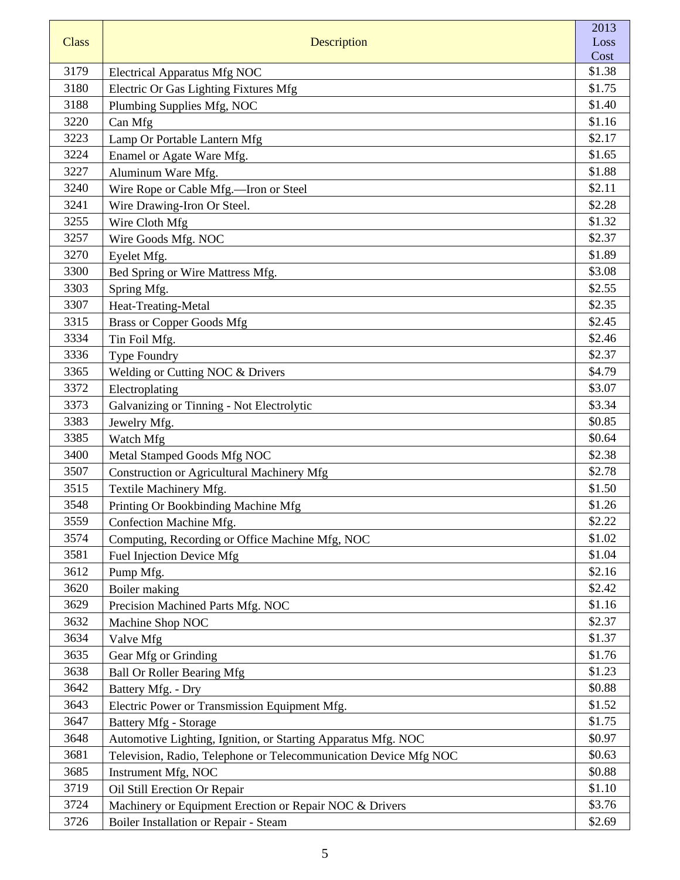| Class | Description | 2013 Loss Cost |
|---|---|---|
| 3179 | Electrical Apparatus Mfg NOC | $1.38 |
| 3180 | Electric Or Gas Lighting Fixtures Mfg | $1.75 |
| 3188 | Plumbing Supplies Mfg, NOC | $1.40 |
| 3220 | Can Mfg | $1.16 |
| 3223 | Lamp Or Portable Lantern Mfg | $2.17 |
| 3224 | Enamel or Agate Ware Mfg. | $1.65 |
| 3227 | Aluminum Ware Mfg. | $1.88 |
| 3240 | Wire Rope or Cable Mfg.—Iron or Steel | $2.11 |
| 3241 | Wire Drawing-Iron Or Steel. | $2.28 |
| 3255 | Wire Cloth Mfg | $1.32 |
| 3257 | Wire Goods Mfg. NOC | $2.37 |
| 3270 | Eyelet Mfg. | $1.89 |
| 3300 | Bed Spring or Wire Mattress Mfg. | $3.08 |
| 3303 | Spring Mfg. | $2.55 |
| 3307 | Heat-Treating-Metal | $2.35 |
| 3315 | Brass or Copper Goods Mfg | $2.45 |
| 3334 | Tin Foil Mfg. | $2.46 |
| 3336 | Type Foundry | $2.37 |
| 3365 | Welding or Cutting NOC & Drivers | $4.79 |
| 3372 | Electroplating | $3.07 |
| 3373 | Galvanizing or Tinning - Not Electrolytic | $3.34 |
| 3383 | Jewelry Mfg. | $0.85 |
| 3385 | Watch Mfg | $0.64 |
| 3400 | Metal Stamped Goods Mfg NOC | $2.38 |
| 3507 | Construction or Agricultural Machinery Mfg | $2.78 |
| 3515 | Textile Machinery Mfg. | $1.50 |
| 3548 | Printing Or Bookbinding Machine Mfg | $1.26 |
| 3559 | Confection Machine Mfg. | $2.22 |
| 3574 | Computing, Recording or Office Machine Mfg, NOC | $1.02 |
| 3581 | Fuel Injection Device Mfg | $1.04 |
| 3612 | Pump Mfg. | $2.16 |
| 3620 | Boiler making | $2.42 |
| 3629 | Precision Machined Parts Mfg. NOC | $1.16 |
| 3632 | Machine Shop NOC | $2.37 |
| 3634 | Valve Mfg | $1.37 |
| 3635 | Gear Mfg or Grinding | $1.76 |
| 3638 | Ball Or Roller Bearing Mfg | $1.23 |
| 3642 | Battery Mfg. - Dry | $0.88 |
| 3643 | Electric Power or Transmission Equipment Mfg. | $1.52 |
| 3647 | Battery Mfg - Storage | $1.75 |
| 3648 | Automotive Lighting, Ignition, or Starting Apparatus Mfg. NOC | $0.97 |
| 3681 | Television, Radio, Telephone or Telecommunication Device Mfg NOC | $0.63 |
| 3685 | Instrument Mfg, NOC | $0.88 |
| 3719 | Oil Still Erection Or Repair | $1.10 |
| 3724 | Machinery or Equipment Erection or Repair NOC & Drivers | $3.76 |
| 3726 | Boiler Installation or Repair - Steam | $2.69 |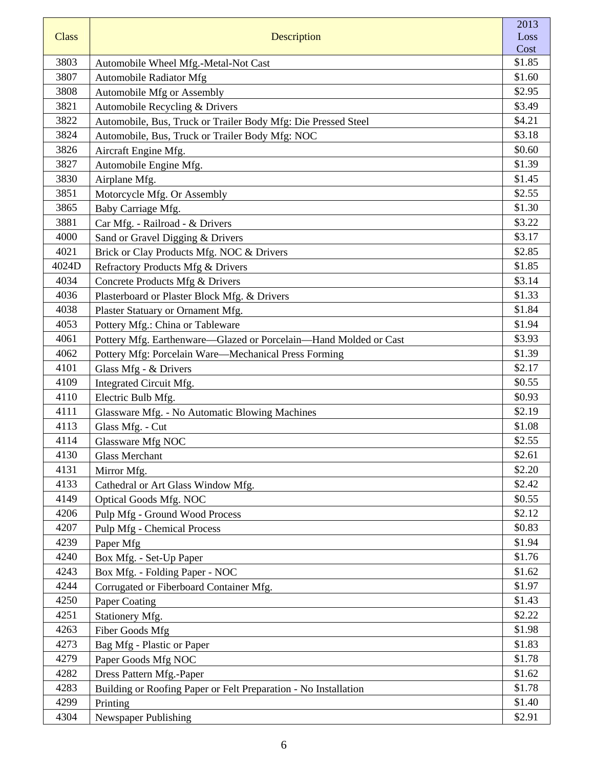| Class | Description | 2013 Loss Cost |
|---|---|---|
| 3803 | Automobile Wheel Mfg.-Metal-Not Cast | $1.85 |
| 3807 | Automobile Radiator Mfg | $1.60 |
| 3808 | Automobile Mfg or Assembly | $2.95 |
| 3821 | Automobile Recycling & Drivers | $3.49 |
| 3822 | Automobile, Bus, Truck or Trailer Body Mfg: Die Pressed Steel | $4.21 |
| 3824 | Automobile, Bus, Truck or Trailer Body Mfg: NOC | $3.18 |
| 3826 | Aircraft Engine Mfg. | $0.60 |
| 3827 | Automobile Engine Mfg. | $1.39 |
| 3830 | Airplane Mfg. | $1.45 |
| 3851 | Motorcycle Mfg. Or Assembly | $2.55 |
| 3865 | Baby Carriage Mfg. | $1.30 |
| 3881 | Car Mfg. - Railroad - & Drivers | $3.22 |
| 4000 | Sand or Gravel Digging & Drivers | $3.17 |
| 4021 | Brick or Clay Products Mfg. NOC & Drivers | $2.85 |
| 4024D | Refractory Products Mfg & Drivers | $1.85 |
| 4034 | Concrete Products Mfg & Drivers | $3.14 |
| 4036 | Plasterboard or Plaster Block Mfg. & Drivers | $1.33 |
| 4038 | Plaster Statuary or Ornament Mfg. | $1.84 |
| 4053 | Pottery Mfg.: China or Tableware | $1.94 |
| 4061 | Pottery Mfg. Earthenware—Glazed or Porcelain—Hand Molded or Cast | $3.93 |
| 4062 | Pottery Mfg: Porcelain Ware—Mechanical Press Forming | $1.39 |
| 4101 | Glass Mfg - & Drivers | $2.17 |
| 4109 | Integrated Circuit Mfg. | $0.55 |
| 4110 | Electric Bulb Mfg. | $0.93 |
| 4111 | Glassware Mfg. - No Automatic Blowing Machines | $2.19 |
| 4113 | Glass Mfg. - Cut | $1.08 |
| 4114 | Glassware Mfg NOC | $2.55 |
| 4130 | Glass Merchant | $2.61 |
| 4131 | Mirror Mfg. | $2.20 |
| 4133 | Cathedral or Art Glass Window Mfg. | $2.42 |
| 4149 | Optical Goods Mfg. NOC | $0.55 |
| 4206 | Pulp Mfg - Ground Wood Process | $2.12 |
| 4207 | Pulp Mfg - Chemical Process | $0.83 |
| 4239 | Paper Mfg | $1.94 |
| 4240 | Box Mfg. - Set-Up Paper | $1.76 |
| 4243 | Box Mfg. - Folding Paper - NOC | $1.62 |
| 4244 | Corrugated or Fiberboard Container Mfg. | $1.97 |
| 4250 | Paper Coating | $1.43 |
| 4251 | Stationery Mfg. | $2.22 |
| 4263 | Fiber Goods Mfg | $1.98 |
| 4273 | Bag Mfg - Plastic or Paper | $1.83 |
| 4279 | Paper Goods Mfg NOC | $1.78 |
| 4282 | Dress Pattern Mfg.-Paper | $1.62 |
| 4283 | Building or Roofing Paper or Felt Preparation - No Installation | $1.78 |
| 4299 | Printing | $1.40 |
| 4304 | Newspaper Publishing | $2.91 |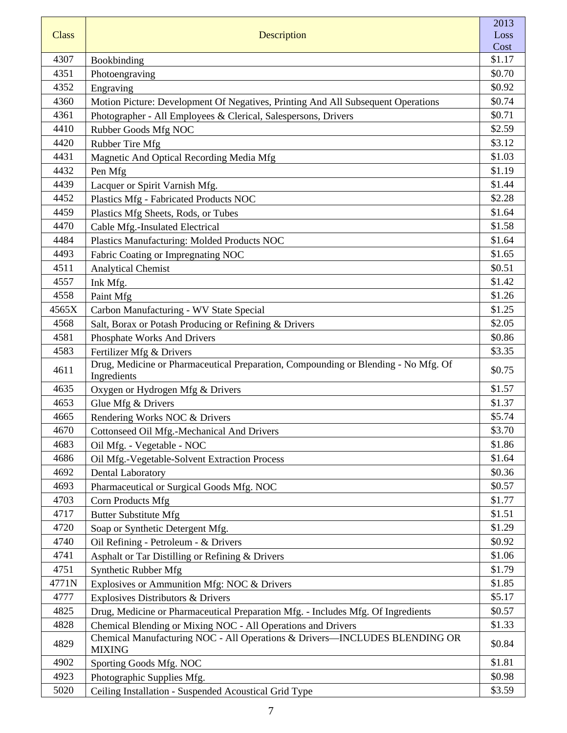| Class | Description | 2013 Loss Cost |
|---|---|---|
| 4307 | Bookbinding | $1.17 |
| 4351 | Photoengraving | $0.70 |
| 4352 | Engraving | $0.92 |
| 4360 | Motion Picture: Development Of Negatives, Printing And All Subsequent Operations | $0.74 |
| 4361 | Photographer - All Employees & Clerical, Salespersons, Drivers | $0.71 |
| 4410 | Rubber Goods Mfg NOC | $2.59 |
| 4420 | Rubber Tire Mfg | $3.12 |
| 4431 | Magnetic And Optical Recording Media Mfg | $1.03 |
| 4432 | Pen Mfg | $1.19 |
| 4439 | Lacquer or Spirit Varnish Mfg. | $1.44 |
| 4452 | Plastics Mfg - Fabricated Products NOC | $2.28 |
| 4459 | Plastics Mfg Sheets, Rods, or Tubes | $1.64 |
| 4470 | Cable Mfg.-Insulated Electrical | $1.58 |
| 4484 | Plastics Manufacturing: Molded Products NOC | $1.64 |
| 4493 | Fabric Coating or Impregnating NOC | $1.65 |
| 4511 | Analytical Chemist | $0.51 |
| 4557 | Ink Mfg. | $1.42 |
| 4558 | Paint Mfg | $1.26 |
| 4565X | Carbon Manufacturing - WV State Special | $1.25 |
| 4568 | Salt, Borax or Potash Producing or Refining & Drivers | $2.05 |
| 4581 | Phosphate Works And Drivers | $0.86 |
| 4583 | Fertilizer Mfg & Drivers | $3.35 |
| 4611 | Drug, Medicine or Pharmaceutical Preparation, Compounding or Blending - No Mfg. Of Ingredients | $0.75 |
| 4635 | Oxygen or Hydrogen Mfg & Drivers | $1.57 |
| 4653 | Glue Mfg & Drivers | $1.37 |
| 4665 | Rendering Works NOC & Drivers | $5.74 |
| 4670 | Cottonseed Oil Mfg.-Mechanical And Drivers | $3.70 |
| 4683 | Oil Mfg. - Vegetable - NOC | $1.86 |
| 4686 | Oil Mfg.-Vegetable-Solvent Extraction Process | $1.64 |
| 4692 | Dental Laboratory | $0.36 |
| 4693 | Pharmaceutical or Surgical Goods Mfg. NOC | $0.57 |
| 4703 | Corn Products Mfg | $1.77 |
| 4717 | Butter Substitute Mfg | $1.51 |
| 4720 | Soap or Synthetic Detergent Mfg. | $1.29 |
| 4740 | Oil Refining - Petroleum - & Drivers | $0.92 |
| 4741 | Asphalt or Tar Distilling or Refining & Drivers | $1.06 |
| 4751 | Synthetic Rubber Mfg | $1.79 |
| 4771N | Explosives or Ammunition Mfg: NOC & Drivers | $1.85 |
| 4777 | Explosives Distributors & Drivers | $5.17 |
| 4825 | Drug, Medicine or Pharmaceutical Preparation Mfg. - Includes Mfg. Of Ingredients | $0.57 |
| 4828 | Chemical Blending or Mixing NOC - All Operations and Drivers | $1.33 |
| 4829 | Chemical Manufacturing NOC - All Operations & Drivers—INCLUDES BLENDING OR MIXING | $0.84 |
| 4902 | Sporting Goods Mfg. NOC | $1.81 |
| 4923 | Photographic Supplies Mfg. | $0.98 |
| 5020 | Ceiling Installation - Suspended Acoustical Grid Type | $3.59 |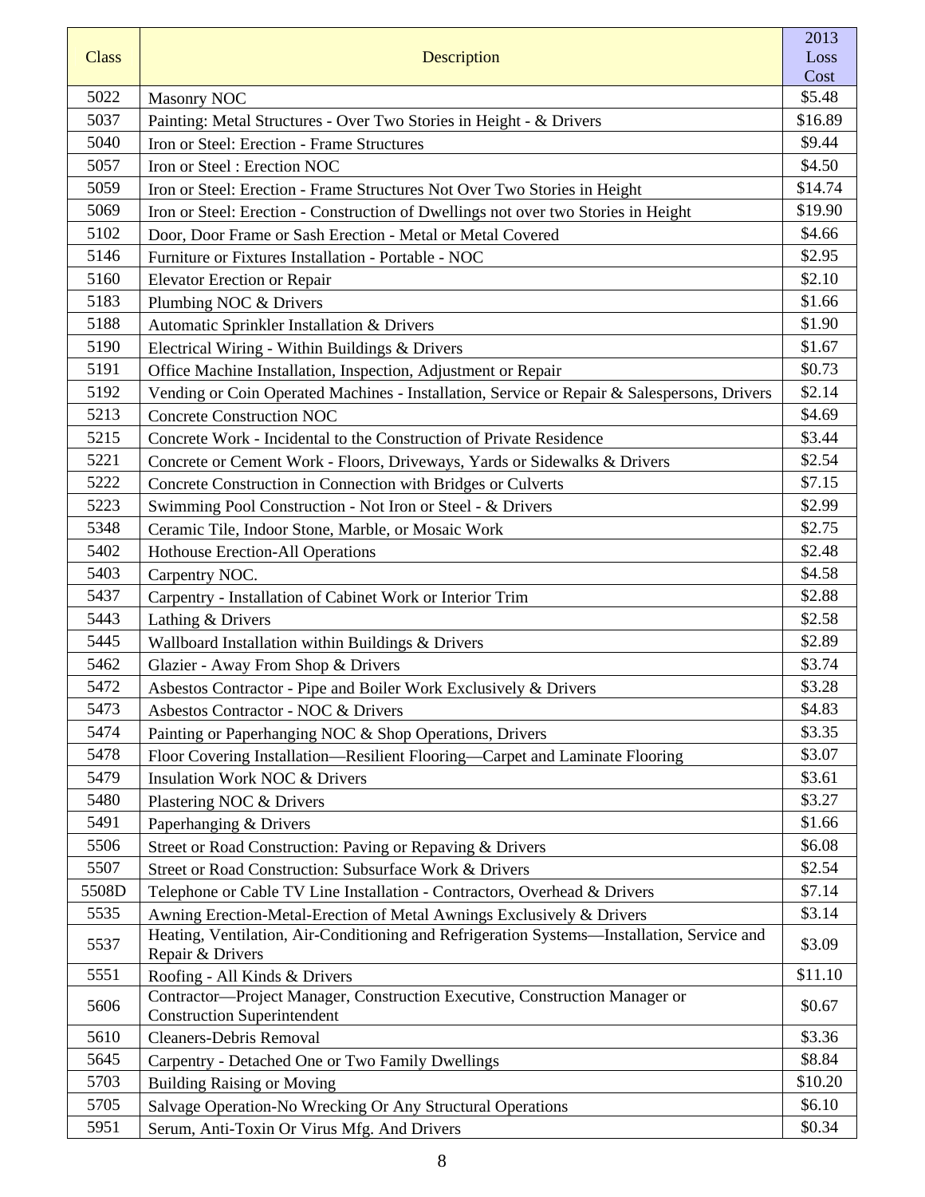| Class | Description | 2013 Loss Cost |
|---|---|---|
| 5022 | Masonry NOC | $5.48 |
| 5037 | Painting: Metal Structures - Over Two Stories in Height - & Drivers | $16.89 |
| 5040 | Iron or Steel: Erection - Frame Structures | $9.44 |
| 5057 | Iron or Steel : Erection NOC | $4.50 |
| 5059 | Iron or Steel: Erection - Frame Structures Not Over Two Stories in Height | $14.74 |
| 5069 | Iron or Steel: Erection - Construction of Dwellings not over two Stories in Height | $19.90 |
| 5102 | Door, Door Frame or Sash Erection - Metal or Metal Covered | $4.66 |
| 5146 | Furniture or Fixtures Installation - Portable - NOC | $2.95 |
| 5160 | Elevator Erection or Repair | $2.10 |
| 5183 | Plumbing NOC & Drivers | $1.66 |
| 5188 | Automatic Sprinkler Installation & Drivers | $1.90 |
| 5190 | Electrical Wiring - Within Buildings & Drivers | $1.67 |
| 5191 | Office Machine Installation, Inspection, Adjustment or Repair | $0.73 |
| 5192 | Vending or Coin Operated Machines - Installation, Service or Repair & Salespersons, Drivers | $2.14 |
| 5213 | Concrete Construction NOC | $4.69 |
| 5215 | Concrete Work - Incidental to the Construction of Private Residence | $3.44 |
| 5221 | Concrete or Cement Work - Floors, Driveways, Yards or Sidewalks & Drivers | $2.54 |
| 5222 | Concrete Construction in Connection with Bridges or Culverts | $7.15 |
| 5223 | Swimming Pool Construction - Not Iron or Steel - & Drivers | $2.99 |
| 5348 | Ceramic Tile, Indoor Stone, Marble, or Mosaic Work | $2.75 |
| 5402 | Hothouse Erection-All Operations | $2.48 |
| 5403 | Carpentry NOC. | $4.58 |
| 5437 | Carpentry - Installation of Cabinet Work or Interior Trim | $2.88 |
| 5443 | Lathing & Drivers | $2.58 |
| 5445 | Wallboard Installation within Buildings & Drivers | $2.89 |
| 5462 | Glazier - Away From Shop & Drivers | $3.74 |
| 5472 | Asbestos Contractor - Pipe and Boiler Work Exclusively & Drivers | $3.28 |
| 5473 | Asbestos Contractor - NOC & Drivers | $4.83 |
| 5474 | Painting or Paperhanging NOC & Shop Operations, Drivers | $3.35 |
| 5478 | Floor Covering Installation—Resilient Flooring—Carpet and Laminate Flooring | $3.07 |
| 5479 | Insulation Work NOC & Drivers | $3.61 |
| 5480 | Plastering NOC & Drivers | $3.27 |
| 5491 | Paperhanging & Drivers | $1.66 |
| 5506 | Street or Road Construction: Paving or Repaving & Drivers | $6.08 |
| 5507 | Street or Road Construction: Subsurface Work & Drivers | $2.54 |
| 5508D | Telephone or Cable TV Line Installation - Contractors, Overhead & Drivers | $7.14 |
| 5535 | Awning Erection-Metal-Erection of Metal Awnings Exclusively & Drivers | $3.14 |
| 5537 | Heating, Ventilation, Air-Conditioning and Refrigeration Systems—Installation, Service and Repair & Drivers | $3.09 |
| 5551 | Roofing - All Kinds & Drivers | $11.10 |
| 5606 | Contractor—Project Manager, Construction Executive, Construction Manager or Construction Superintendent | $0.67 |
| 5610 | Cleaners-Debris Removal | $3.36 |
| 5645 | Carpentry - Detached One or Two Family Dwellings | $8.84 |
| 5703 | Building Raising or Moving | $10.20 |
| 5705 | Salvage Operation-No Wrecking Or Any Structural Operations | $6.10 |
| 5951 | Serum, Anti-Toxin Or Virus Mfg. And Drivers | $0.34 |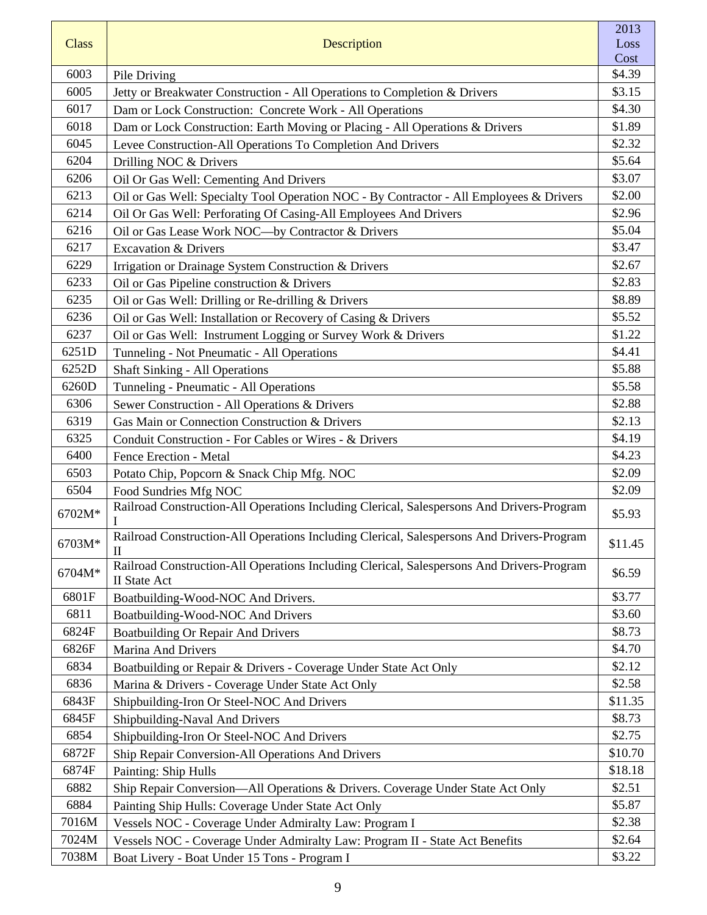| Class | Description | 2013 Loss Cost |
|---|---|---|
| 6003 | Pile Driving | $4.39 |
| 6005 | Jetty or Breakwater Construction - All Operations to Completion & Drivers | $3.15 |
| 6017 | Dam or Lock Construction:  Concrete Work - All Operations | $4.30 |
| 6018 | Dam or Lock Construction: Earth Moving or Placing - All Operations & Drivers | $1.89 |
| 6045 | Levee Construction-All Operations To Completion And Drivers | $2.32 |
| 6204 | Drilling NOC & Drivers | $5.64 |
| 6206 | Oil Or Gas Well: Cementing And Drivers | $3.07 |
| 6213 | Oil or Gas Well: Specialty Tool Operation NOC - By Contractor - All Employees & Drivers | $2.00 |
| 6214 | Oil Or Gas Well: Perforating Of Casing-All Employees And Drivers | $2.96 |
| 6216 | Oil or Gas Lease Work NOC—by Contractor & Drivers | $5.04 |
| 6217 | Excavation & Drivers | $3.47 |
| 6229 | Irrigation or Drainage System Construction & Drivers | $2.67 |
| 6233 | Oil or Gas Pipeline construction & Drivers | $2.83 |
| 6235 | Oil or Gas Well: Drilling or Re-drilling & Drivers | $8.89 |
| 6236 | Oil or Gas Well: Installation or Recovery of Casing & Drivers | $5.52 |
| 6237 | Oil or Gas Well:  Instrument Logging or Survey Work & Drivers | $1.22 |
| 6251D | Tunneling - Not Pneumatic - All Operations | $4.41 |
| 6252D | Shaft Sinking - All Operations | $5.88 |
| 6260D | Tunneling - Pneumatic - All Operations | $5.58 |
| 6306 | Sewer Construction - All Operations & Drivers | $2.88 |
| 6319 | Gas Main or Connection Construction & Drivers | $2.13 |
| 6325 | Conduit Construction - For Cables or Wires - & Drivers | $4.19 |
| 6400 | Fence Erection - Metal | $4.23 |
| 6503 | Potato Chip, Popcorn & Snack Chip Mfg. NOC | $2.09 |
| 6504 | Food Sundries Mfg NOC | $2.09 |
| 6702M* | Railroad Construction-All Operations Including Clerical, Salespersons And Drivers-Program I | $5.93 |
| 6703M* | Railroad Construction-All Operations Including Clerical, Salespersons And Drivers-Program II | $11.45 |
| 6704M* | Railroad Construction-All Operations Including Clerical, Salespersons And Drivers-Program II State Act | $6.59 |
| 6801F | Boatbuilding-Wood-NOC And Drivers. | $3.77 |
| 6811 | Boatbuilding-Wood-NOC And Drivers | $3.60 |
| 6824F | Boatbuilding Or Repair And Drivers | $8.73 |
| 6826F | Marina And Drivers | $4.70 |
| 6834 | Boatbuilding or Repair & Drivers - Coverage Under State Act Only | $2.12 |
| 6836 | Marina & Drivers - Coverage Under State Act Only | $2.58 |
| 6843F | Shipbuilding-Iron Or Steel-NOC And Drivers | $11.35 |
| 6845F | Shipbuilding-Naval And Drivers | $8.73 |
| 6854 | Shipbuilding-Iron Or Steel-NOC And Drivers | $2.75 |
| 6872F | Ship Repair Conversion-All Operations And Drivers | $10.70 |
| 6874F | Painting: Ship Hulls | $18.18 |
| 6882 | Ship Repair Conversion—All Operations & Drivers. Coverage Under State Act Only | $2.51 |
| 6884 | Painting Ship Hulls: Coverage Under State Act Only | $5.87 |
| 7016M | Vessels NOC - Coverage Under Admiralty Law: Program I | $2.38 |
| 7024M | Vessels NOC - Coverage Under Admiralty Law: Program II - State Act Benefits | $2.64 |
| 7038M | Boat Livery - Boat Under 15 Tons - Program I | $3.22 |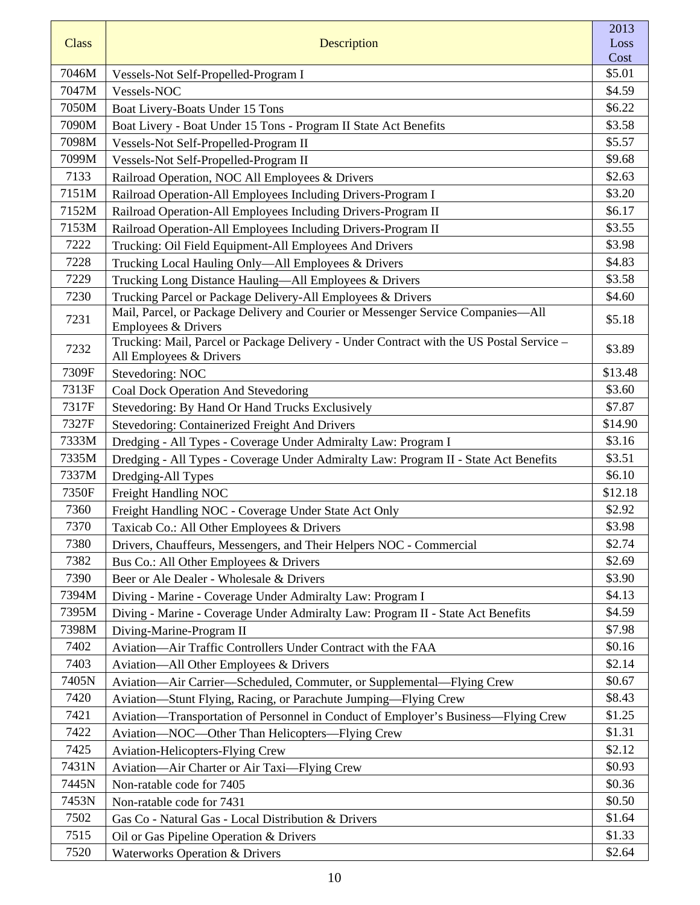| Class | Description | 2013 Loss Cost |
|---|---|---|
| 7046M | Vessels-Not Self-Propelled-Program I | $5.01 |
| 7047M | Vessels-NOC | $4.59 |
| 7050M | Boat Livery-Boats Under 15 Tons | $6.22 |
| 7090M | Boat Livery - Boat Under 15 Tons - Program II State Act Benefits | $3.58 |
| 7098M | Vessels-Not Self-Propelled-Program II | $5.57 |
| 7099M | Vessels-Not Self-Propelled-Program II | $9.68 |
| 7133 | Railroad Operation, NOC All Employees & Drivers | $2.63 |
| 7151M | Railroad Operation-All Employees Including Drivers-Program I | $3.20 |
| 7152M | Railroad Operation-All Employees Including Drivers-Program II | $6.17 |
| 7153M | Railroad Operation-All Employees Including Drivers-Program II | $3.55 |
| 7222 | Trucking: Oil Field Equipment-All Employees And Drivers | $3.98 |
| 7228 | Trucking Local Hauling Only—All Employees & Drivers | $4.83 |
| 7229 | Trucking Long Distance Hauling—All Employees & Drivers | $3.58 |
| 7230 | Trucking Parcel or Package Delivery-All Employees & Drivers | $4.60 |
| 7231 | Mail, Parcel, or Package Delivery and Courier or Messenger Service Companies—All Employees & Drivers | $5.18 |
| 7232 | Trucking: Mail, Parcel or Package Delivery - Under Contract with the US Postal Service – All Employees & Drivers | $3.89 |
| 7309F | Stevedoring: NOC | $13.48 |
| 7313F | Coal Dock Operation And Stevedoring | $3.60 |
| 7317F | Stevedoring: By Hand Or Hand Trucks Exclusively | $7.87 |
| 7327F | Stevedoring: Containerized Freight And Drivers | $14.90 |
| 7333M | Dredging - All Types - Coverage Under Admiralty Law: Program I | $3.16 |
| 7335M | Dredging - All Types - Coverage Under Admiralty Law: Program II - State Act Benefits | $3.51 |
| 7337M | Dredging-All Types | $6.10 |
| 7350F | Freight Handling NOC | $12.18 |
| 7360 | Freight Handling NOC - Coverage Under State Act Only | $2.92 |
| 7370 | Taxicab Co.: All Other Employees & Drivers | $3.98 |
| 7380 | Drivers, Chauffeurs, Messengers, and Their Helpers NOC - Commercial | $2.74 |
| 7382 | Bus Co.: All Other Employees & Drivers | $2.69 |
| 7390 | Beer or Ale Dealer - Wholesale & Drivers | $3.90 |
| 7394M | Diving - Marine - Coverage Under Admiralty Law: Program I | $4.13 |
| 7395M | Diving - Marine - Coverage Under Admiralty Law: Program II - State Act Benefits | $4.59 |
| 7398M | Diving-Marine-Program II | $7.98 |
| 7402 | Aviation—Air Traffic Controllers Under Contract with the FAA | $0.16 |
| 7403 | Aviation—All Other Employees & Drivers | $2.14 |
| 7405N | Aviation—Air Carrier—Scheduled, Commuter, or Supplemental—Flying Crew | $0.67 |
| 7420 | Aviation—Stunt Flying, Racing, or Parachute Jumping—Flying Crew | $8.43 |
| 7421 | Aviation—Transportation of Personnel in Conduct of Employer's Business—Flying Crew | $1.25 |
| 7422 | Aviation—NOC—Other Than Helicopters—Flying Crew | $1.31 |
| 7425 | Aviation-Helicopters-Flying Crew | $2.12 |
| 7431N | Aviation—Air Charter or Air Taxi—Flying Crew | $0.93 |
| 7445N | Non-ratable code for 7405 | $0.36 |
| 7453N | Non-ratable code for 7431 | $0.50 |
| 7502 | Gas Co - Natural Gas - Local Distribution & Drivers | $1.64 |
| 7515 | Oil or Gas Pipeline Operation & Drivers | $1.33 |
| 7520 | Waterworks Operation & Drivers | $2.64 |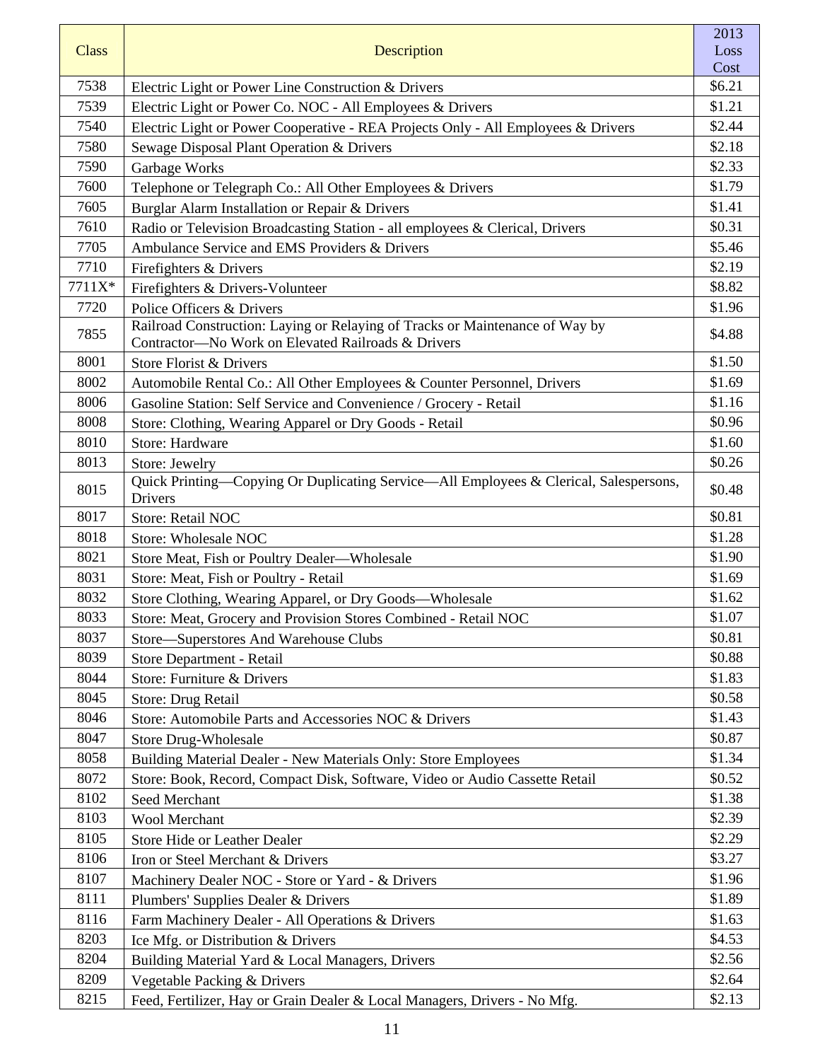| Class | Description | 2013 Loss Cost |
|---|---|---|
| 7538 | Electric Light or Power Line Construction & Drivers | $6.21 |
| 7539 | Electric Light or Power Co. NOC - All Employees & Drivers | $1.21 |
| 7540 | Electric Light or Power Cooperative - REA Projects Only - All Employees & Drivers | $2.44 |
| 7580 | Sewage Disposal Plant Operation & Drivers | $2.18 |
| 7590 | Garbage Works | $2.33 |
| 7600 | Telephone or Telegraph Co.: All Other Employees & Drivers | $1.79 |
| 7605 | Burglar Alarm Installation or Repair & Drivers | $1.41 |
| 7610 | Radio or Television Broadcasting Station - all employees & Clerical, Drivers | $0.31 |
| 7705 | Ambulance Service and EMS Providers & Drivers | $5.46 |
| 7710 | Firefighters & Drivers | $2.19 |
| 7711X* | Firefighters & Drivers-Volunteer | $8.82 |
| 7720 | Police Officers & Drivers | $1.96 |
| 7855 | Railroad Construction: Laying or Relaying of Tracks or Maintenance of Way by Contractor—No Work on Elevated Railroads & Drivers | $4.88 |
| 8001 | Store Florist & Drivers | $1.50 |
| 8002 | Automobile Rental Co.: All Other Employees & Counter Personnel, Drivers | $1.69 |
| 8006 | Gasoline Station: Self Service and Convenience / Grocery - Retail | $1.16 |
| 8008 | Store: Clothing, Wearing Apparel or Dry Goods - Retail | $0.96 |
| 8010 | Store: Hardware | $1.60 |
| 8013 | Store: Jewelry | $0.26 |
| 8015 | Quick Printing—Copying Or Duplicating Service—All Employees & Clerical, Salespersons, Drivers | $0.48 |
| 8017 | Store: Retail NOC | $0.81 |
| 8018 | Store: Wholesale NOC | $1.28 |
| 8021 | Store Meat, Fish or Poultry Dealer—Wholesale | $1.90 |
| 8031 | Store: Meat, Fish or Poultry - Retail | $1.69 |
| 8032 | Store Clothing, Wearing Apparel, or Dry Goods—Wholesale | $1.62 |
| 8033 | Store: Meat, Grocery and Provision Stores Combined - Retail NOC | $1.07 |
| 8037 | Store—Superstores And Warehouse Clubs | $0.81 |
| 8039 | Store Department - Retail | $0.88 |
| 8044 | Store: Furniture & Drivers | $1.83 |
| 8045 | Store: Drug Retail | $0.58 |
| 8046 | Store: Automobile Parts and Accessories NOC & Drivers | $1.43 |
| 8047 | Store Drug-Wholesale | $0.87 |
| 8058 | Building Material Dealer - New Materials Only: Store Employees | $1.34 |
| 8072 | Store: Book, Record, Compact Disk, Software, Video or Audio Cassette Retail | $0.52 |
| 8102 | Seed Merchant | $1.38 |
| 8103 | Wool Merchant | $2.39 |
| 8105 | Store Hide or Leather Dealer | $2.29 |
| 8106 | Iron or Steel Merchant & Drivers | $3.27 |
| 8107 | Machinery Dealer NOC - Store or Yard - & Drivers | $1.96 |
| 8111 | Plumbers' Supplies Dealer & Drivers | $1.89 |
| 8116 | Farm Machinery Dealer - All Operations & Drivers | $1.63 |
| 8203 | Ice Mfg. or Distribution & Drivers | $4.53 |
| 8204 | Building Material Yard & Local Managers, Drivers | $2.56 |
| 8209 | Vegetable Packing & Drivers | $2.64 |
| 8215 | Feed, Fertilizer, Hay or Grain Dealer & Local Managers, Drivers - No Mfg. | $2.13 |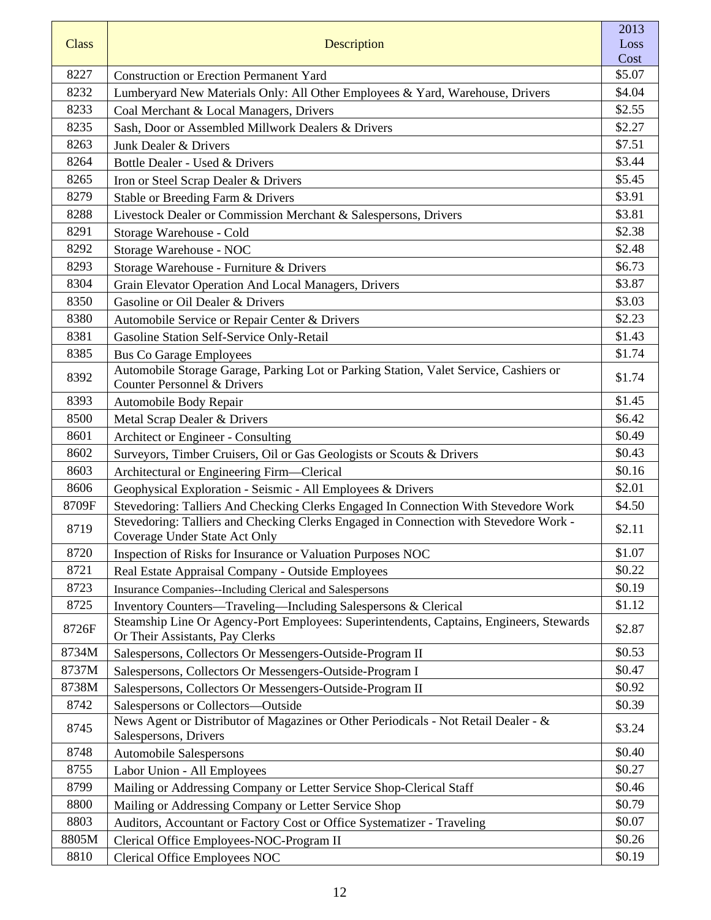| Class | Description | 2013 Loss Cost |
|---|---|---|
| 8227 | Construction or Erection Permanent Yard | $5.07 |
| 8232 | Lumberyard New Materials Only: All Other Employees & Yard, Warehouse, Drivers | $4.04 |
| 8233 | Coal Merchant & Local Managers, Drivers | $2.55 |
| 8235 | Sash, Door or Assembled Millwork Dealers & Drivers | $2.27 |
| 8263 | Junk Dealer & Drivers | $7.51 |
| 8264 | Bottle Dealer - Used & Drivers | $3.44 |
| 8265 | Iron or Steel Scrap Dealer & Drivers | $5.45 |
| 8279 | Stable or Breeding Farm & Drivers | $3.91 |
| 8288 | Livestock Dealer or Commission Merchant & Salespersons, Drivers | $3.81 |
| 8291 | Storage Warehouse - Cold | $2.38 |
| 8292 | Storage Warehouse - NOC | $2.48 |
| 8293 | Storage Warehouse - Furniture & Drivers | $6.73 |
| 8304 | Grain Elevator Operation And Local Managers, Drivers | $3.87 |
| 8350 | Gasoline or Oil Dealer & Drivers | $3.03 |
| 8380 | Automobile Service or Repair Center & Drivers | $2.23 |
| 8381 | Gasoline Station Self-Service Only-Retail | $1.43 |
| 8385 | Bus Co Garage Employees | $1.74 |
| 8392 | Automobile Storage Garage, Parking Lot or Parking Station, Valet Service, Cashiers or Counter Personnel & Drivers | $1.74 |
| 8393 | Automobile Body Repair | $1.45 |
| 8500 | Metal Scrap Dealer & Drivers | $6.42 |
| 8601 | Architect or Engineer - Consulting | $0.49 |
| 8602 | Surveyors, Timber Cruisers, Oil or Gas Geologists or Scouts & Drivers | $0.43 |
| 8603 | Architectural or Engineering Firm—Clerical | $0.16 |
| 8606 | Geophysical Exploration - Seismic - All Employees & Drivers | $2.01 |
| 8709F | Stevedoring: Talliers And Checking Clerks Engaged In Connection With Stevedore Work | $4.50 |
| 8719 | Stevedoring: Talliers and Checking Clerks Engaged in Connection with Stevedore Work - Coverage Under State Act Only | $2.11 |
| 8720 | Inspection of Risks for Insurance or Valuation Purposes NOC | $1.07 |
| 8721 | Real Estate Appraisal Company - Outside Employees | $0.22 |
| 8723 | Insurance Companies--Including Clerical and Salespersons | $0.19 |
| 8725 | Inventory Counters—Traveling—Including Salespersons & Clerical | $1.12 |
| 8726F | Steamship Line Or Agency-Port Employees: Superintendents, Captains, Engineers, Stewards Or Their Assistants, Pay Clerks | $2.87 |
| 8734M | Salespersons, Collectors Or Messengers-Outside-Program II | $0.53 |
| 8737M | Salespersons, Collectors Or Messengers-Outside-Program I | $0.47 |
| 8738M | Salespersons, Collectors Or Messengers-Outside-Program II | $0.92 |
| 8742 | Salespersons or Collectors—Outside | $0.39 |
| 8745 | News Agent or Distributor of Magazines or Other Periodicals - Not Retail Dealer - & Salespersons, Drivers | $3.24 |
| 8748 | Automobile Salespersons | $0.40 |
| 8755 | Labor Union - All Employees | $0.27 |
| 8799 | Mailing or Addressing Company or Letter Service Shop-Clerical Staff | $0.46 |
| 8800 | Mailing or Addressing Company or Letter Service Shop | $0.79 |
| 8803 | Auditors, Accountant or Factory Cost or Office Systematizer - Traveling | $0.07 |
| 8805M | Clerical Office Employees-NOC-Program II | $0.26 |
| 8810 | Clerical Office Employees NOC | $0.19 |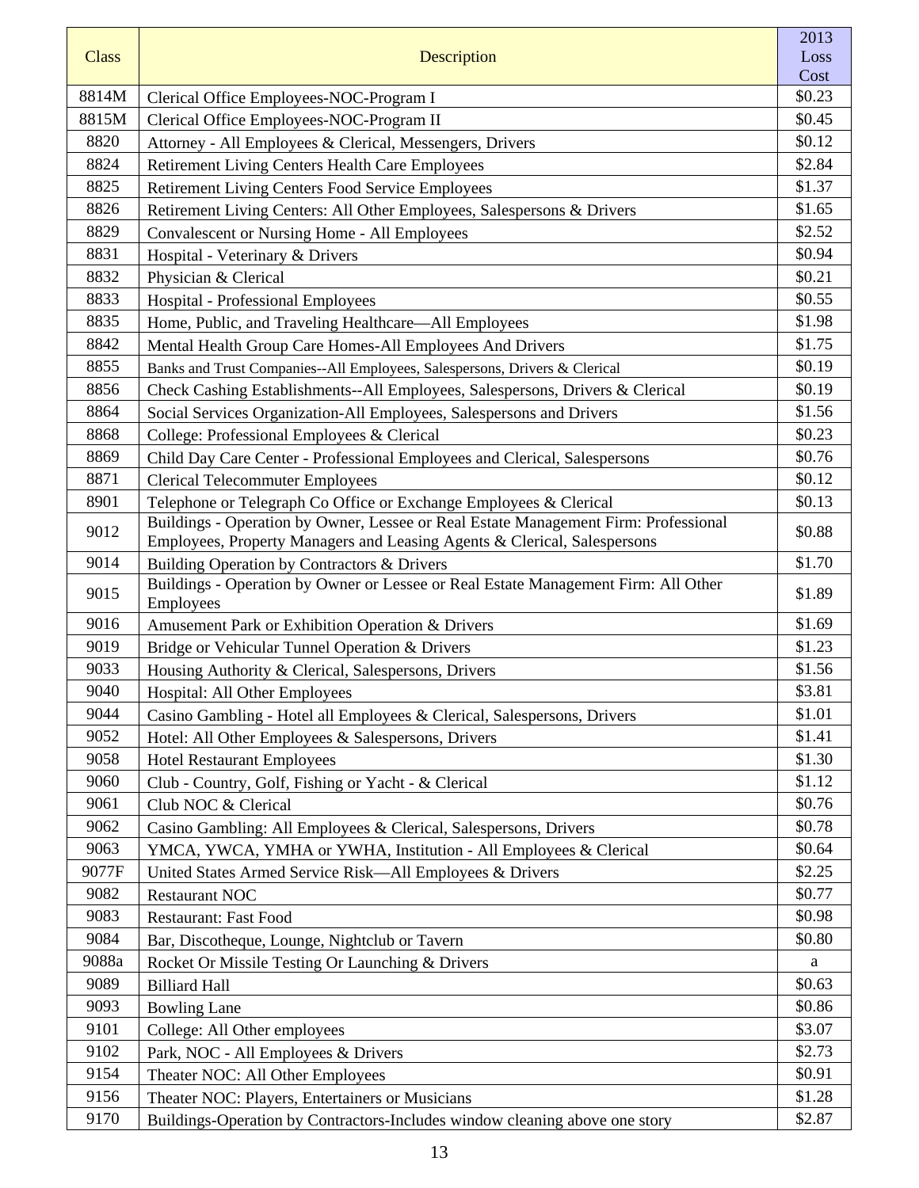| Class | Description | 2013 Loss Cost |
|---|---|---|
| 8814M | Clerical Office Employees-NOC-Program I | $0.23 |
| 8815M | Clerical Office Employees-NOC-Program II | $0.45 |
| 8820 | Attorney - All Employees & Clerical, Messengers, Drivers | $0.12 |
| 8824 | Retirement Living Centers Health Care Employees | $2.84 |
| 8825 | Retirement Living Centers Food Service Employees | $1.37 |
| 8826 | Retirement Living Centers: All Other Employees, Salespersons & Drivers | $1.65 |
| 8829 | Convalescent or Nursing Home - All Employees | $2.52 |
| 8831 | Hospital - Veterinary & Drivers | $0.94 |
| 8832 | Physician & Clerical | $0.21 |
| 8833 | Hospital - Professional Employees | $0.55 |
| 8835 | Home, Public, and Traveling Healthcare—All Employees | $1.98 |
| 8842 | Mental Health Group Care Homes-All Employees And Drivers | $1.75 |
| 8855 | Banks and Trust Companies--All Employees, Salespersons, Drivers & Clerical | $0.19 |
| 8856 | Check Cashing Establishments--All Employees, Salespersons, Drivers & Clerical | $0.19 |
| 8864 | Social Services Organization-All Employees, Salespersons and Drivers | $1.56 |
| 8868 | College: Professional Employees & Clerical | $0.23 |
| 8869 | Child Day Care Center - Professional Employees and Clerical, Salespersons | $0.76 |
| 8871 | Clerical Telecommuter Employees | $0.12 |
| 8901 | Telephone or Telegraph Co Office or Exchange Employees & Clerical | $0.13 |
| 9012 | Buildings - Operation by Owner, Lessee or Real Estate Management Firm: Professional Employees, Property Managers and Leasing Agents & Clerical, Salespersons | $0.88 |
| 9014 | Building Operation by Contractors & Drivers | $1.70 |
| 9015 | Buildings - Operation by Owner or Lessee or Real Estate Management Firm: All Other Employees | $1.89 |
| 9016 | Amusement Park or Exhibition Operation & Drivers | $1.69 |
| 9019 | Bridge or Vehicular Tunnel Operation & Drivers | $1.23 |
| 9033 | Housing Authority & Clerical, Salespersons, Drivers | $1.56 |
| 9040 | Hospital: All Other Employees | $3.81 |
| 9044 | Casino Gambling - Hotel all Employees & Clerical, Salespersons, Drivers | $1.01 |
| 9052 | Hotel: All Other Employees & Salespersons, Drivers | $1.41 |
| 9058 | Hotel Restaurant Employees | $1.30 |
| 9060 | Club - Country, Golf, Fishing or Yacht - & Clerical | $1.12 |
| 9061 | Club NOC & Clerical | $0.76 |
| 9062 | Casino Gambling: All Employees & Clerical, Salespersons, Drivers | $0.78 |
| 9063 | YMCA, YWCA, YMHA or YWHA, Institution - All Employees & Clerical | $0.64 |
| 9077F | United States Armed Service Risk—All Employees & Drivers | $2.25 |
| 9082 | Restaurant NOC | $0.77 |
| 9083 | Restaurant: Fast Food | $0.98 |
| 9084 | Bar, Discotheque, Lounge, Nightclub or Tavern | $0.80 |
| 9088a | Rocket Or Missile Testing Or Launching & Drivers | a |
| 9089 | Billiard Hall | $0.63 |
| 9093 | Bowling Lane | $0.86 |
| 9101 | College: All Other employees | $3.07 |
| 9102 | Park, NOC - All Employees & Drivers | $2.73 |
| 9154 | Theater NOC: All Other Employees | $0.91 |
| 9156 | Theater NOC: Players, Entertainers or Musicians | $1.28 |
| 9170 | Buildings-Operation by Contractors-Includes window cleaning above one story | $2.87 |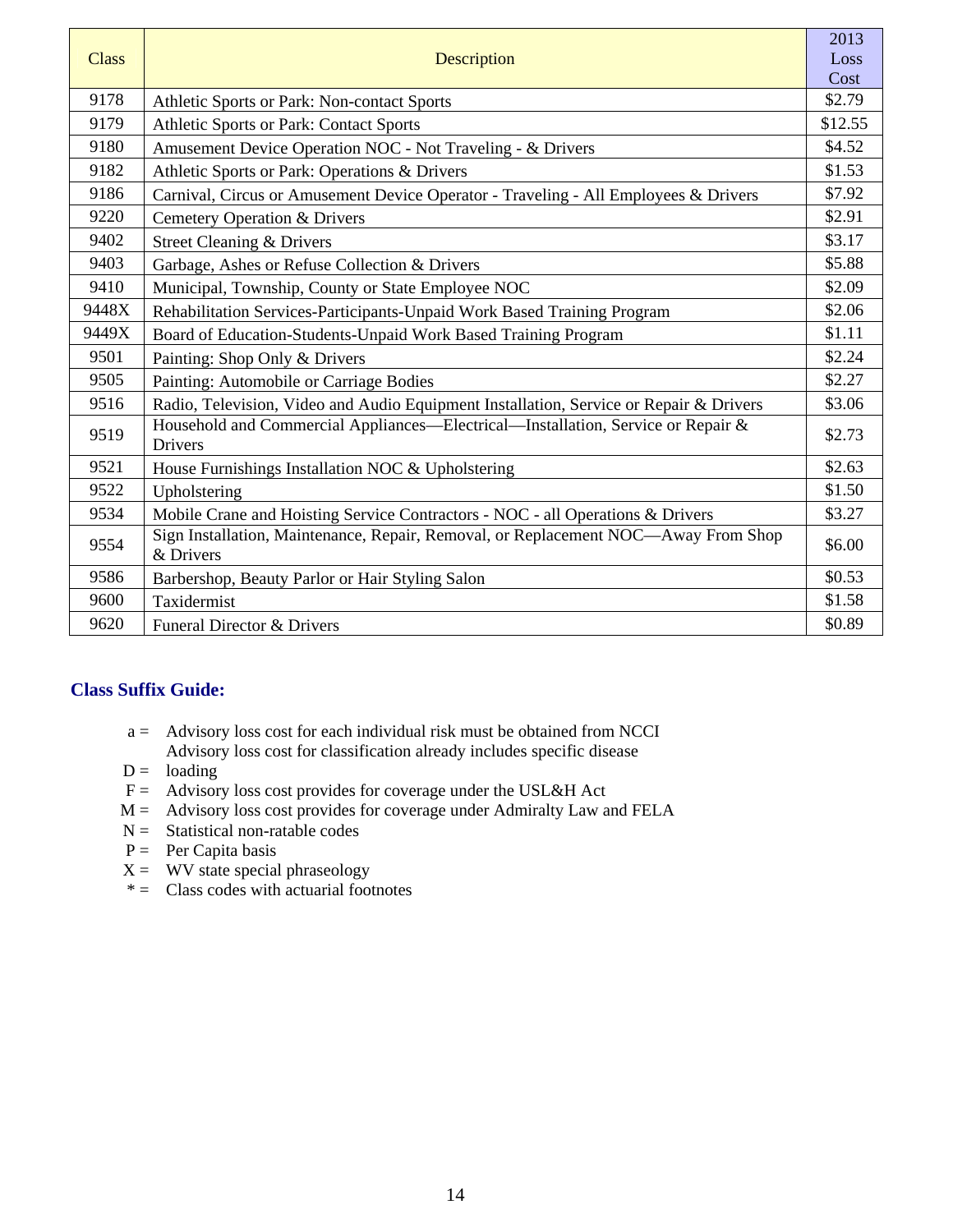| Class | Description | 2013 Loss Cost |
|---|---|---|
| 9178 | Athletic Sports or Park: Non-contact Sports | $2.79 |
| 9179 | Athletic Sports or Park: Contact Sports | $12.55 |
| 9180 | Amusement Device Operation NOC - Not Traveling - & Drivers | $4.52 |
| 9182 | Athletic Sports or Park: Operations & Drivers | $1.53 |
| 9186 | Carnival, Circus or Amusement Device Operator - Traveling - All Employees & Drivers | $7.92 |
| 9220 | Cemetery Operation & Drivers | $2.91 |
| 9402 | Street Cleaning & Drivers | $3.17 |
| 9403 | Garbage, Ashes or Refuse Collection & Drivers | $5.88 |
| 9410 | Municipal, Township, County or State Employee NOC | $2.09 |
| 9448X | Rehabilitation Services-Participants-Unpaid Work Based Training Program | $2.06 |
| 9449X | Board of Education-Students-Unpaid Work Based Training Program | $1.11 |
| 9501 | Painting: Shop Only & Drivers | $2.24 |
| 9505 | Painting: Automobile or Carriage Bodies | $2.27 |
| 9516 | Radio, Television, Video and Audio Equipment Installation, Service or Repair & Drivers | $3.06 |
| 9519 | Household and Commercial Appliances—Electrical—Installation, Service or Repair & Drivers | $2.73 |
| 9521 | House Furnishings Installation NOC & Upholstering | $2.63 |
| 9522 | Upholstering | $1.50 |
| 9534 | Mobile Crane and Hoisting Service Contractors - NOC - all Operations & Drivers | $3.27 |
| 9554 | Sign Installation, Maintenance, Repair, Removal, or Replacement NOC—Away From Shop & Drivers | $6.00 |
| 9586 | Barbershop, Beauty Parlor or Hair Styling Salon | $0.53 |
| 9600 | Taxidermist | $1.58 |
| 9620 | Funeral Director & Drivers | $0.89 |

### Class Suffix Guide:

- a = Advisory loss cost for each individual risk must be obtained from NCCI
- D = Advisory loss cost for classification already includes specific disease loading
- F = Advisory loss cost provides for coverage under the USL&H Act
- M = Advisory loss cost provides for coverage under Admiralty Law and FELA
- N = Statistical non-ratable codes
- P = Per Capita basis
- X = WV state special phraseology
- * = Class codes with actuarial footnotes